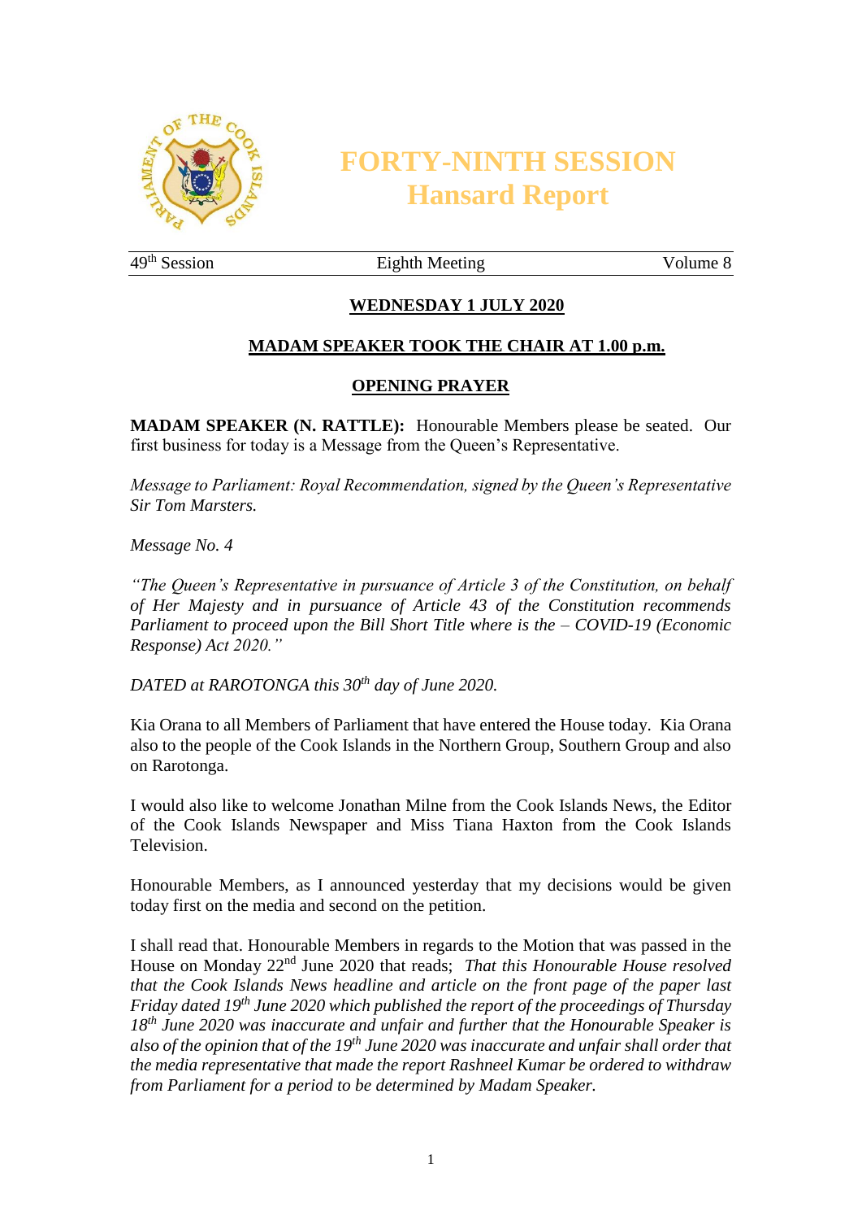# FORTY-NINTH SESSION
# Hansard Report

49th Session | Eighth Meeting | Volume 8

## WEDNESDAY 1 JULY 2020

### MADAM SPEAKER TOOK THE CHAIR AT 1.00 p.m.

### OPENING PRAYER

**MADAM SPEAKER (N. RATTLE):** Honourable Members please be seated. Our first business for today is a Message from the Queen's Representative.

*Message to Parliament: Royal Recommendation, signed by the Queen's Representative Sir Tom Marsters.*

*Message No. 4*

*"The Queen's Representative in pursuance of Article 3 of the Constitution, on behalf of Her Majesty and in pursuance of Article 43 of the Constitution recommends Parliament to proceed upon the Bill Short Title where is the – COVID-19 (Economic Response) Act 2020."*

*DATED at RAROTONGA this 30th day of June 2020.*

Kia Orana to all Members of Parliament that have entered the House today. Kia Orana also to the people of the Cook Islands in the Northern Group, Southern Group and also on Rarotonga.

I would also like to welcome Jonathan Milne from the Cook Islands News, the Editor of the Cook Islands Newspaper and Miss Tiana Haxton from the Cook Islands Television.

Honourable Members, as I announced yesterday that my decisions would be given today first on the media and second on the petition.

I shall read that. Honourable Members in regards to the Motion that was passed in the House on Monday 22nd June 2020 that reads; *That this Honourable House resolved that the Cook Islands News headline and article on the front page of the paper last Friday dated 19th June 2020 which published the report of the proceedings of Thursday 18th June 2020 was inaccurate and unfair and further that the Honourable Speaker is also of the opinion that of the 19th June 2020 was inaccurate and unfair shall order that the media representative that made the report Rashneel Kumar be ordered to withdraw from Parliament for a period to be determined by Madam Speaker.*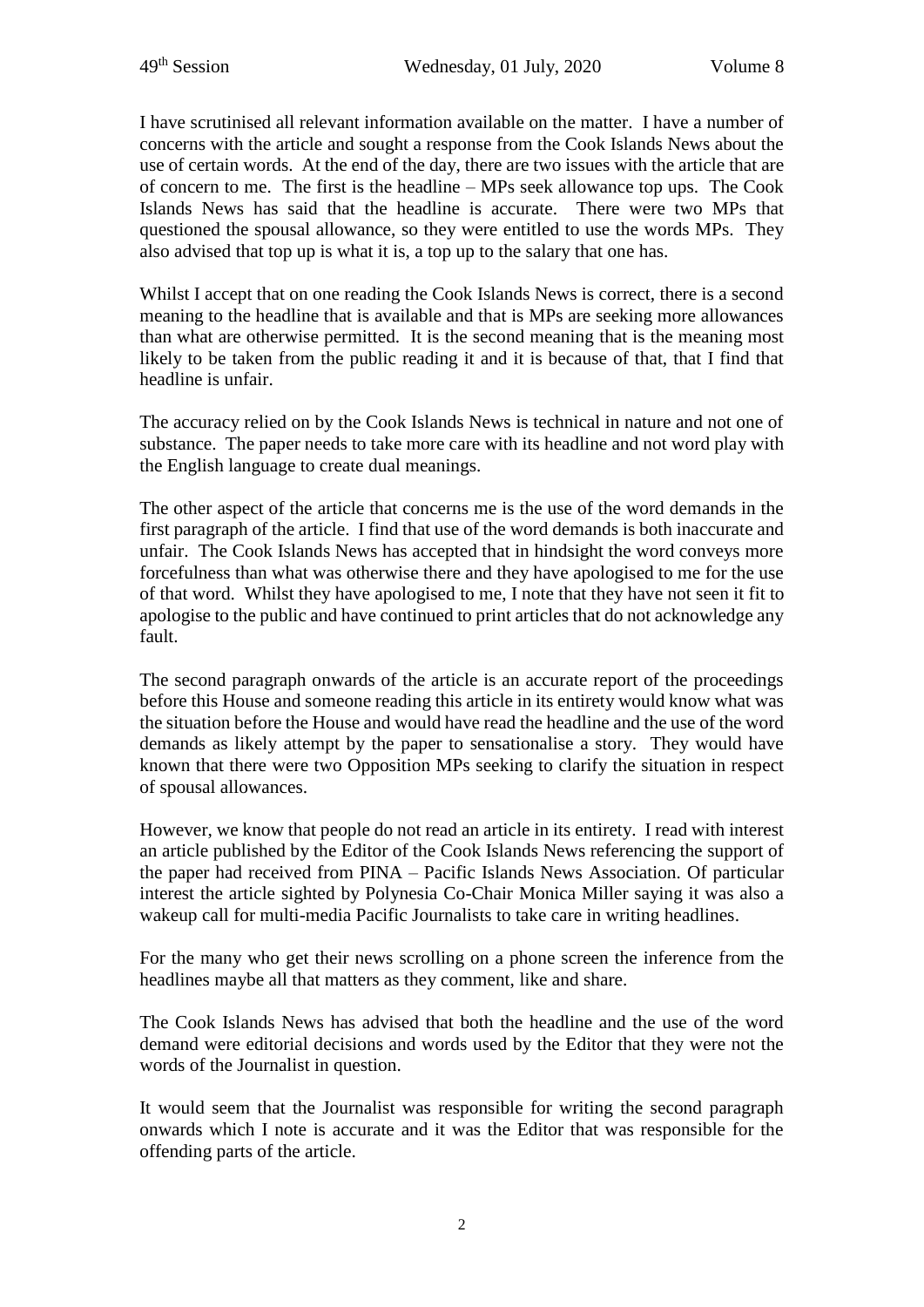I have scrutinised all relevant information available on the matter. I have a number of concerns with the article and sought a response from the Cook Islands News about the use of certain words. At the end of the day, there are two issues with the article that are of concern to me. The first is the headline – MPs seek allowance top ups. The Cook Islands News has said that the headline is accurate. There were two MPs that questioned the spousal allowance, so they were entitled to use the words MPs. They also advised that top up is what it is, a top up to the salary that one has.

Whilst I accept that on one reading the Cook Islands News is correct, there is a second meaning to the headline that is available and that is MPs are seeking more allowances than what are otherwise permitted. It is the second meaning that is the meaning most likely to be taken from the public reading it and it is because of that, that I find that headline is unfair.

The accuracy relied on by the Cook Islands News is technical in nature and not one of substance. The paper needs to take more care with its headline and not word play with the English language to create dual meanings.

The other aspect of the article that concerns me is the use of the word demands in the first paragraph of the article. I find that use of the word demands is both inaccurate and unfair. The Cook Islands News has accepted that in hindsight the word conveys more forcefulness than what was otherwise there and they have apologised to me for the use of that word. Whilst they have apologised to me, I note that they have not seen it fit to apologise to the public and have continued to print articles that do not acknowledge any fault.

The second paragraph onwards of the article is an accurate report of the proceedings before this House and someone reading this article in its entirety would know what was the situation before the House and would have read the headline and the use of the word demands as likely attempt by the paper to sensationalise a story. They would have known that there were two Opposition MPs seeking to clarify the situation in respect of spousal allowances.

However, we know that people do not read an article in its entirety. I read with interest an article published by the Editor of the Cook Islands News referencing the support of the paper had received from PINA – Pacific Islands News Association. Of particular interest the article sighted by Polynesia Co-Chair Monica Miller saying it was also a wakeup call for multi-media Pacific Journalists to take care in writing headlines.

For the many who get their news scrolling on a phone screen the inference from the headlines maybe all that matters as they comment, like and share.

The Cook Islands News has advised that both the headline and the use of the word demand were editorial decisions and words used by the Editor that they were not the words of the Journalist in question.

It would seem that the Journalist was responsible for writing the second paragraph onwards which I note is accurate and it was the Editor that was responsible for the offending parts of the article.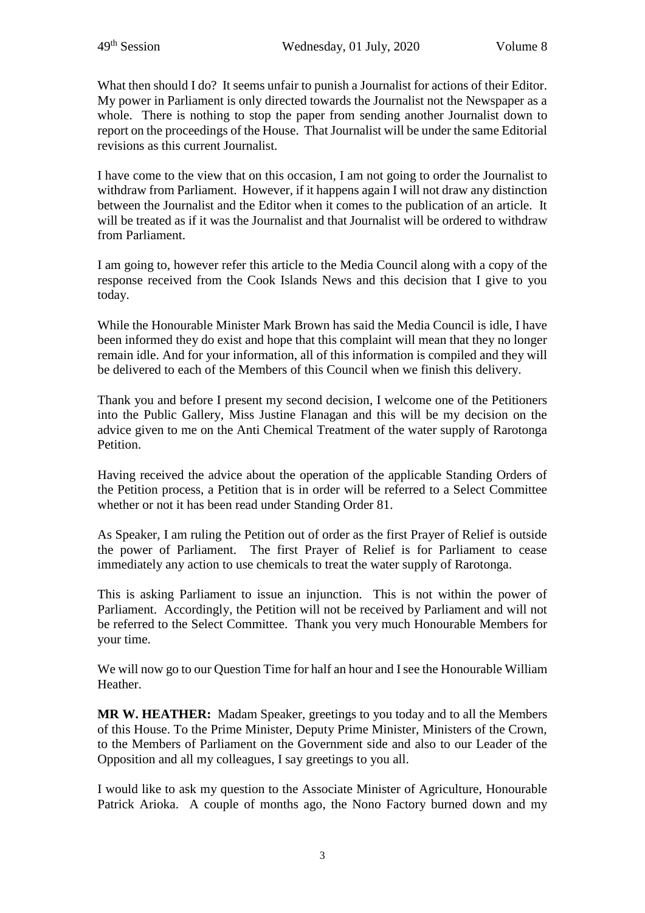What then should I do? It seems unfair to punish a Journalist for actions of their Editor. My power in Parliament is only directed towards the Journalist not the Newspaper as a whole. There is nothing to stop the paper from sending another Journalist down to report on the proceedings of the House. That Journalist will be under the same Editorial revisions as this current Journalist.

I have come to the view that on this occasion, I am not going to order the Journalist to withdraw from Parliament. However, if it happens again I will not draw any distinction between the Journalist and the Editor when it comes to the publication of an article. It will be treated as if it was the Journalist and that Journalist will be ordered to withdraw from Parliament.

I am going to, however refer this article to the Media Council along with a copy of the response received from the Cook Islands News and this decision that I give to you today.

While the Honourable Minister Mark Brown has said the Media Council is idle, I have been informed they do exist and hope that this complaint will mean that they no longer remain idle. And for your information, all of this information is compiled and they will be delivered to each of the Members of this Council when we finish this delivery.

Thank you and before I present my second decision, I welcome one of the Petitioners into the Public Gallery, Miss Justine Flanagan and this will be my decision on the advice given to me on the Anti Chemical Treatment of the water supply of Rarotonga Petition.

Having received the advice about the operation of the applicable Standing Orders of the Petition process, a Petition that is in order will be referred to a Select Committee whether or not it has been read under Standing Order 81.

As Speaker, I am ruling the Petition out of order as the first Prayer of Relief is outside the power of Parliament. The first Prayer of Relief is for Parliament to cease immediately any action to use chemicals to treat the water supply of Rarotonga.

This is asking Parliament to issue an injunction. This is not within the power of Parliament. Accordingly, the Petition will not be received by Parliament and will not be referred to the Select Committee. Thank you very much Honourable Members for your time.

We will now go to our Question Time for half an hour and I see the Honourable William Heather.

**MR W. HEATHER:** Madam Speaker, greetings to you today and to all the Members of this House. To the Prime Minister, Deputy Prime Minister, Ministers of the Crown, to the Members of Parliament on the Government side and also to our Leader of the Opposition and all my colleagues, I say greetings to you all.

I would like to ask my question to the Associate Minister of Agriculture, Honourable Patrick Arioka. A couple of months ago, the Nono Factory burned down and my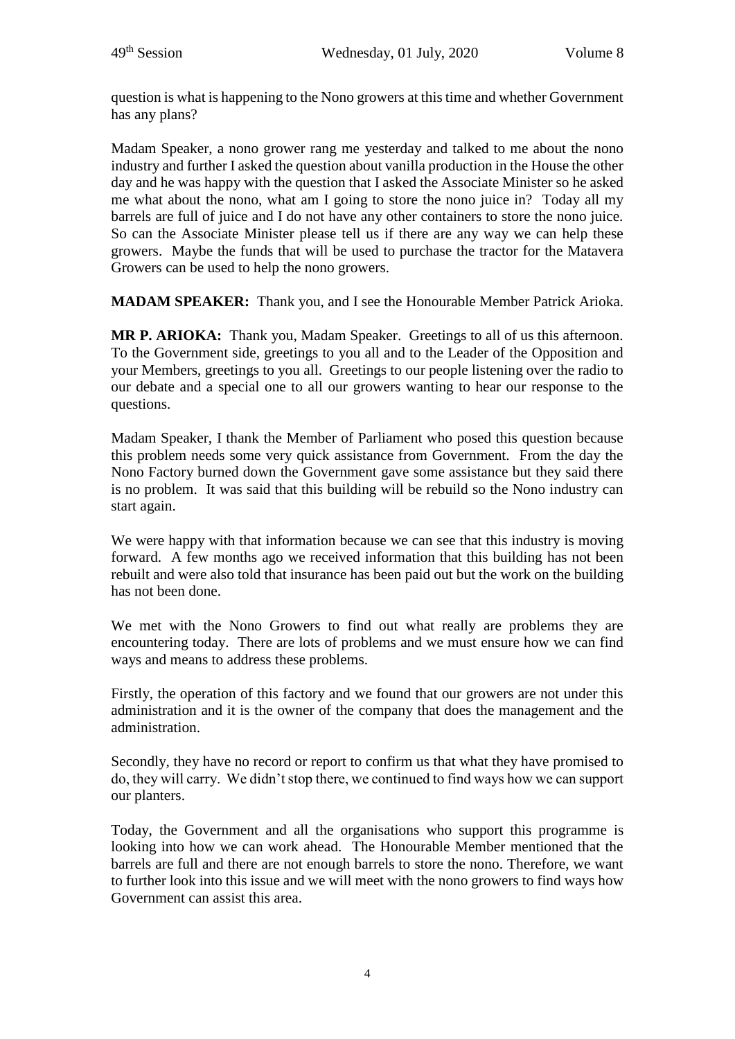question is what is happening to the Nono growers at this time and whether Government has any plans?

Madam Speaker, a nono grower rang me yesterday and talked to me about the nono industry and further I asked the question about vanilla production in the House the other day and he was happy with the question that I asked the Associate Minister so he asked me what about the nono, what am I going to store the nono juice in? Today all my barrels are full of juice and I do not have any other containers to store the nono juice. So can the Associate Minister please tell us if there are any way we can help these growers. Maybe the funds that will be used to purchase the tractor for the Matavera Growers can be used to help the nono growers.

**MADAM SPEAKER:** Thank you, and I see the Honourable Member Patrick Arioka.

**MR P. ARIOKA:** Thank you, Madam Speaker. Greetings to all of us this afternoon. To the Government side, greetings to you all and to the Leader of the Opposition and your Members, greetings to you all. Greetings to our people listening over the radio to our debate and a special one to all our growers wanting to hear our response to the questions.

Madam Speaker, I thank the Member of Parliament who posed this question because this problem needs some very quick assistance from Government. From the day the Nono Factory burned down the Government gave some assistance but they said there is no problem. It was said that this building will be rebuild so the Nono industry can start again.

We were happy with that information because we can see that this industry is moving forward. A few months ago we received information that this building has not been rebuilt and were also told that insurance has been paid out but the work on the building has not been done.

We met with the Nono Growers to find out what really are problems they are encountering today. There are lots of problems and we must ensure how we can find ways and means to address these problems.

Firstly, the operation of this factory and we found that our growers are not under this administration and it is the owner of the company that does the management and the administration.

Secondly, they have no record or report to confirm us that what they have promised to do, they will carry. We didn't stop there, we continued to find ways how we can support our planters.

Today, the Government and all the organisations who support this programme is looking into how we can work ahead. The Honourable Member mentioned that the barrels are full and there are not enough barrels to store the nono. Therefore, we want to further look into this issue and we will meet with the nono growers to find ways how Government can assist this area.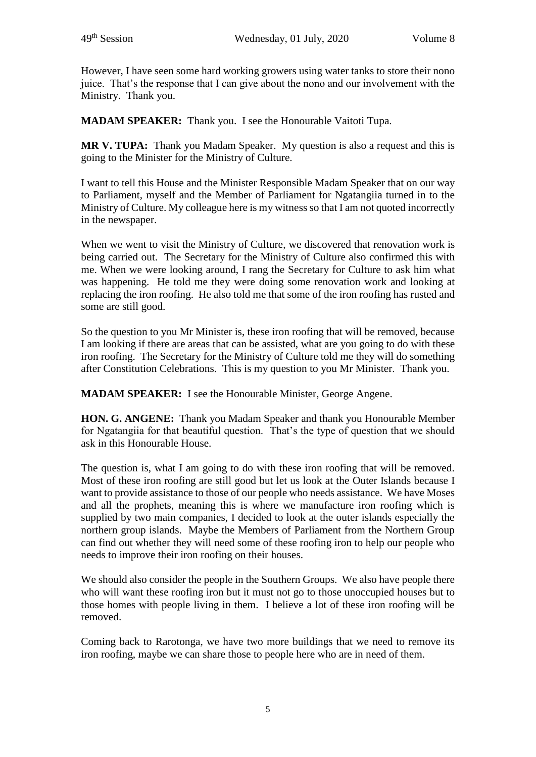However, I have seen some hard working growers using water tanks to store their nono juice. That's the response that I can give about the nono and our involvement with the Ministry. Thank you.

**MADAM SPEAKER:** Thank you. I see the Honourable Vaitoti Tupa.

**MR V. TUPA:** Thank you Madam Speaker. My question is also a request and this is going to the Minister for the Ministry of Culture.

I want to tell this House and the Minister Responsible Madam Speaker that on our way to Parliament, myself and the Member of Parliament for Ngatangiia turned in to the Ministry of Culture. My colleague here is my witness so that I am not quoted incorrectly in the newspaper.

When we went to visit the Ministry of Culture, we discovered that renovation work is being carried out. The Secretary for the Ministry of Culture also confirmed this with me. When we were looking around, I rang the Secretary for Culture to ask him what was happening. He told me they were doing some renovation work and looking at replacing the iron roofing. He also told me that some of the iron roofing has rusted and some are still good.

So the question to you Mr Minister is, these iron roofing that will be removed, because I am looking if there are areas that can be assisted, what are you going to do with these iron roofing. The Secretary for the Ministry of Culture told me they will do something after Constitution Celebrations. This is my question to you Mr Minister. Thank you.

**MADAM SPEAKER:** I see the Honourable Minister, George Angene.

**HON. G. ANGENE:** Thank you Madam Speaker and thank you Honourable Member for Ngatangiia for that beautiful question. That's the type of question that we should ask in this Honourable House.

The question is, what I am going to do with these iron roofing that will be removed. Most of these iron roofing are still good but let us look at the Outer Islands because I want to provide assistance to those of our people who needs assistance. We have Moses and all the prophets, meaning this is where we manufacture iron roofing which is supplied by two main companies, I decided to look at the outer islands especially the northern group islands. Maybe the Members of Parliament from the Northern Group can find out whether they will need some of these roofing iron to help our people who needs to improve their iron roofing on their houses.

We should also consider the people in the Southern Groups. We also have people there who will want these roofing iron but it must not go to those unoccupied houses but to those homes with people living in them. I believe a lot of these iron roofing will be removed.

Coming back to Rarotonga, we have two more buildings that we need to remove its iron roofing, maybe we can share those to people here who are in need of them.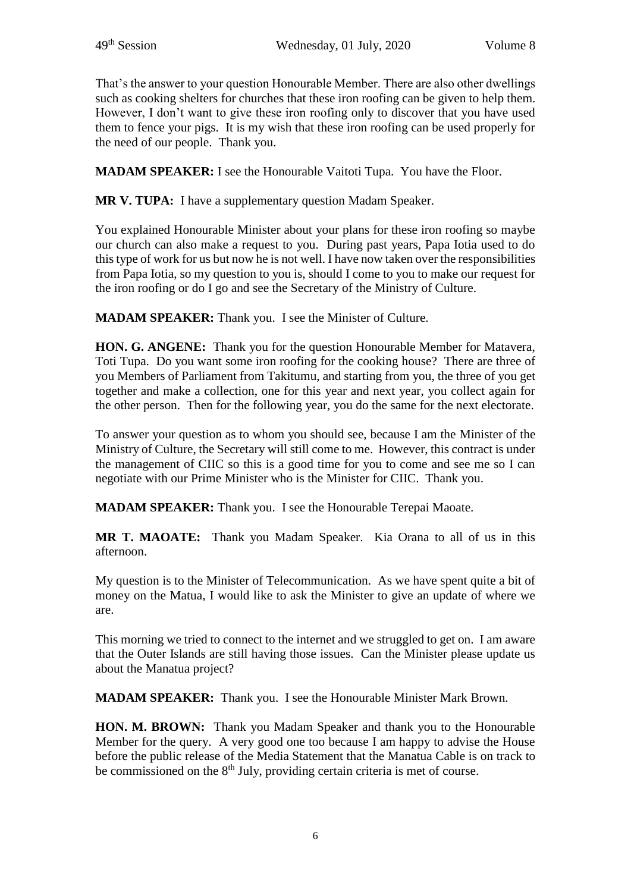That's the answer to your question Honourable Member. There are also other dwellings such as cooking shelters for churches that these iron roofing can be given to help them. However, I don't want to give these iron roofing only to discover that you have used them to fence your pigs. It is my wish that these iron roofing can be used properly for the need of our people. Thank you.

**MADAM SPEAKER:** I see the Honourable Vaitoti Tupa. You have the Floor.

**MR V. TUPA:** I have a supplementary question Madam Speaker.

You explained Honourable Minister about your plans for these iron roofing so maybe our church can also make a request to you. During past years, Papa Iotia used to do this type of work for us but now he is not well. I have now taken over the responsibilities from Papa Iotia, so my question to you is, should I come to you to make our request for the iron roofing or do I go and see the Secretary of the Ministry of Culture.

**MADAM SPEAKER:** Thank you. I see the Minister of Culture.

**HON. G. ANGENE:** Thank you for the question Honourable Member for Matavera, Toti Tupa. Do you want some iron roofing for the cooking house? There are three of you Members of Parliament from Takitumu, and starting from you, the three of you get together and make a collection, one for this year and next year, you collect again for the other person. Then for the following year, you do the same for the next electorate.

To answer your question as to whom you should see, because I am the Minister of the Ministry of Culture, the Secretary will still come to me. However, this contract is under the management of CIIC so this is a good time for you to come and see me so I can negotiate with our Prime Minister who is the Minister for CIIC. Thank you.

**MADAM SPEAKER:** Thank you. I see the Honourable Terepai Maoate.

**MR T. MAOATE:** Thank you Madam Speaker. Kia Orana to all of us in this afternoon.

My question is to the Minister of Telecommunication. As we have spent quite a bit of money on the Matua, I would like to ask the Minister to give an update of where we are.

This morning we tried to connect to the internet and we struggled to get on. I am aware that the Outer Islands are still having those issues. Can the Minister please update us about the Manatua project?

**MADAM SPEAKER:** Thank you. I see the Honourable Minister Mark Brown.

**HON. M. BROWN:** Thank you Madam Speaker and thank you to the Honourable Member for the query. A very good one too because I am happy to advise the House before the public release of the Media Statement that the Manatua Cable is on track to be commissioned on the 8th July, providing certain criteria is met of course.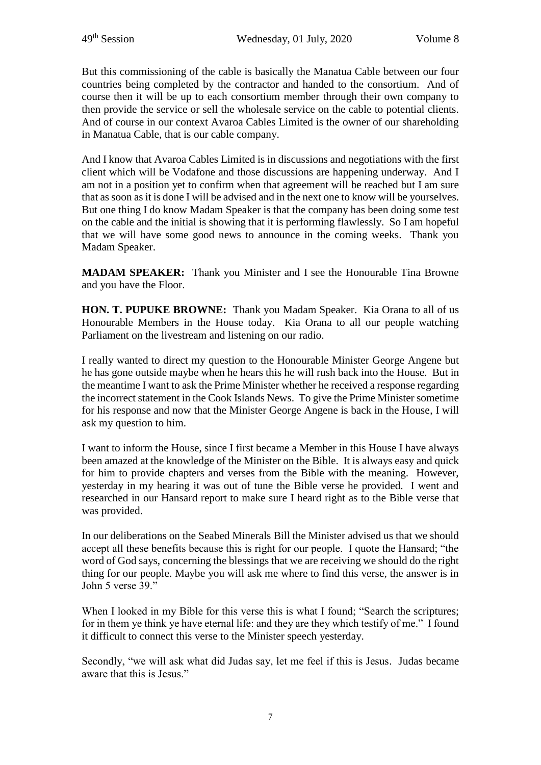But this commissioning of the cable is basically the Manatua Cable between our four countries being completed by the contractor and handed to the consortium. And of course then it will be up to each consortium member through their own company to then provide the service or sell the wholesale service on the cable to potential clients. And of course in our context Avaroa Cables Limited is the owner of our shareholding in Manatua Cable, that is our cable company.

And I know that Avaroa Cables Limited is in discussions and negotiations with the first client which will be Vodafone and those discussions are happening underway. And I am not in a position yet to confirm when that agreement will be reached but I am sure that as soon as it is done I will be advised and in the next one to know will be yourselves. But one thing I do know Madam Speaker is that the company has been doing some test on the cable and the initial is showing that it is performing flawlessly. So I am hopeful that we will have some good news to announce in the coming weeks. Thank you Madam Speaker.

**MADAM SPEAKER:** Thank you Minister and I see the Honourable Tina Browne and you have the Floor.

**HON. T. PUPUKE BROWNE:** Thank you Madam Speaker. Kia Orana to all of us Honourable Members in the House today. Kia Orana to all our people watching Parliament on the livestream and listening on our radio.

I really wanted to direct my question to the Honourable Minister George Angene but he has gone outside maybe when he hears this he will rush back into the House. But in the meantime I want to ask the Prime Minister whether he received a response regarding the incorrect statement in the Cook Islands News. To give the Prime Minister sometime for his response and now that the Minister George Angene is back in the House, I will ask my question to him.

I want to inform the House, since I first became a Member in this House I have always been amazed at the knowledge of the Minister on the Bible. It is always easy and quick for him to provide chapters and verses from the Bible with the meaning. However, yesterday in my hearing it was out of tune the Bible verse he provided. I went and researched in our Hansard report to make sure I heard right as to the Bible verse that was provided.

In our deliberations on the Seabed Minerals Bill the Minister advised us that we should accept all these benefits because this is right for our people. I quote the Hansard; "the word of God says, concerning the blessings that we are receiving we should do the right thing for our people. Maybe you will ask me where to find this verse, the answer is in John 5 verse 39."

When I looked in my Bible for this verse this is what I found; "Search the scriptures; for in them ye think ye have eternal life: and they are they which testify of me." I found it difficult to connect this verse to the Minister speech yesterday.

Secondly, "we will ask what did Judas say, let me feel if this is Jesus. Judas became aware that this is Jesus."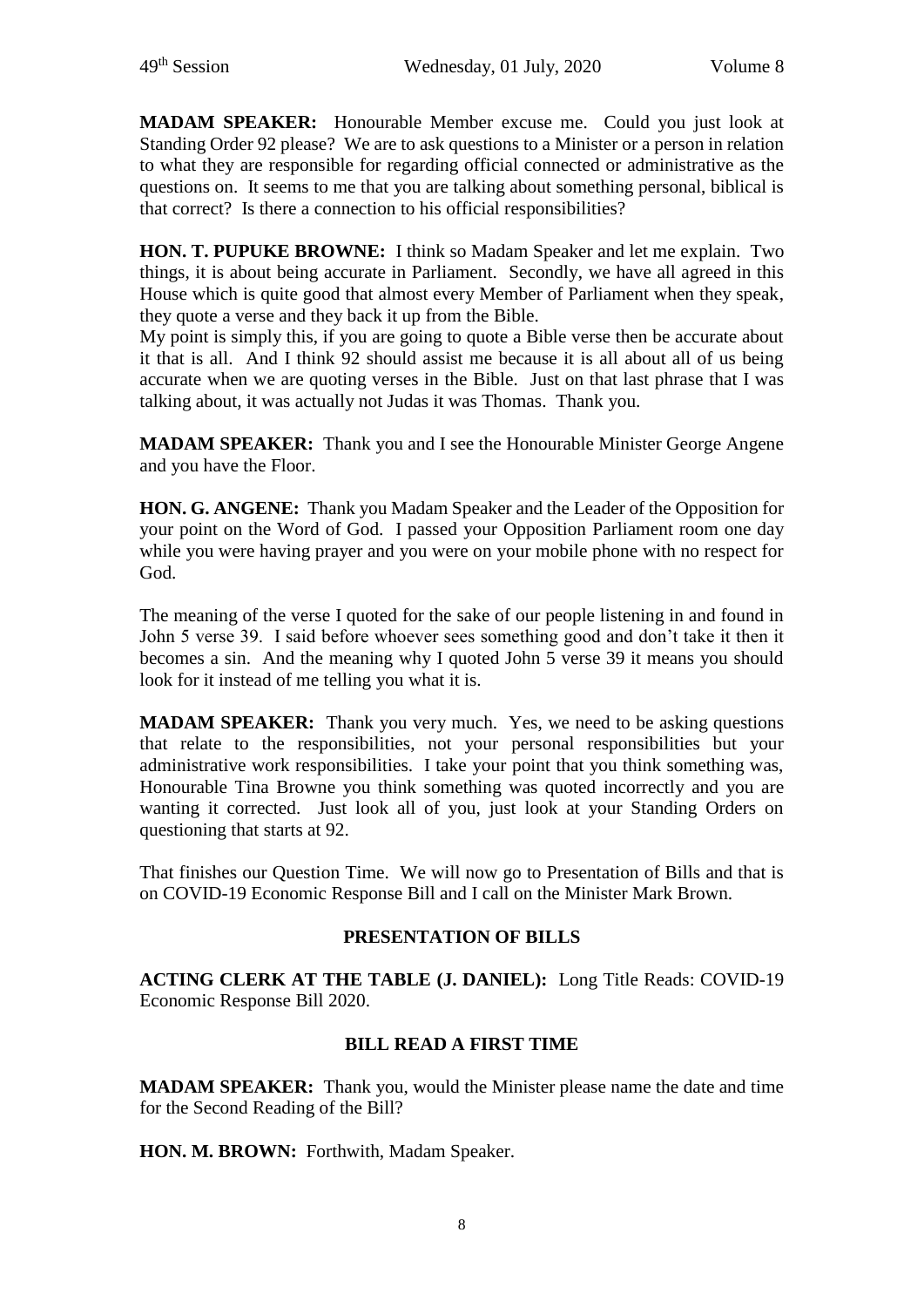**MADAM SPEAKER:** Honourable Member excuse me. Could you just look at Standing Order 92 please? We are to ask questions to a Minister or a person in relation to what they are responsible for regarding official connected or administrative as the questions on. It seems to me that you are talking about something personal, biblical is that correct? Is there a connection to his official responsibilities?

**HON. T. PUPUKE BROWNE:** I think so Madam Speaker and let me explain. Two things, it is about being accurate in Parliament. Secondly, we have all agreed in this House which is quite good that almost every Member of Parliament when they speak, they quote a verse and they back it up from the Bible.
My point is simply this, if you are going to quote a Bible verse then be accurate about it that is all. And I think 92 should assist me because it is all about all of us being accurate when we are quoting verses in the Bible. Just on that last phrase that I was talking about, it was actually not Judas it was Thomas. Thank you.

**MADAM SPEAKER:** Thank you and I see the Honourable Minister George Angene and you have the Floor.

**HON. G. ANGENE:** Thank you Madam Speaker and the Leader of the Opposition for your point on the Word of God. I passed your Opposition Parliament room one day while you were having prayer and you were on your mobile phone with no respect for God.

The meaning of the verse I quoted for the sake of our people listening in and found in John 5 verse 39. I said before whoever sees something good and don't take it then it becomes a sin. And the meaning why I quoted John 5 verse 39 it means you should look for it instead of me telling you what it is.

**MADAM SPEAKER:** Thank you very much. Yes, we need to be asking questions that relate to the responsibilities, not your personal responsibilities but your administrative work responsibilities. I take your point that you think something was, Honourable Tina Browne you think something was quoted incorrectly and you are wanting it corrected. Just look all of you, just look at your Standing Orders on questioning that starts at 92.

That finishes our Question Time. We will now go to Presentation of Bills and that is on COVID-19 Economic Response Bill and I call on the Minister Mark Brown.

## PRESENTATION OF BILLS

**ACTING CLERK AT THE TABLE (J. DANIEL):** Long Title Reads: COVID-19 Economic Response Bill 2020.

## BILL READ A FIRST TIME

**MADAM SPEAKER:** Thank you, would the Minister please name the date and time for the Second Reading of the Bill?

**HON. M. BROWN:** Forthwith, Madam Speaker.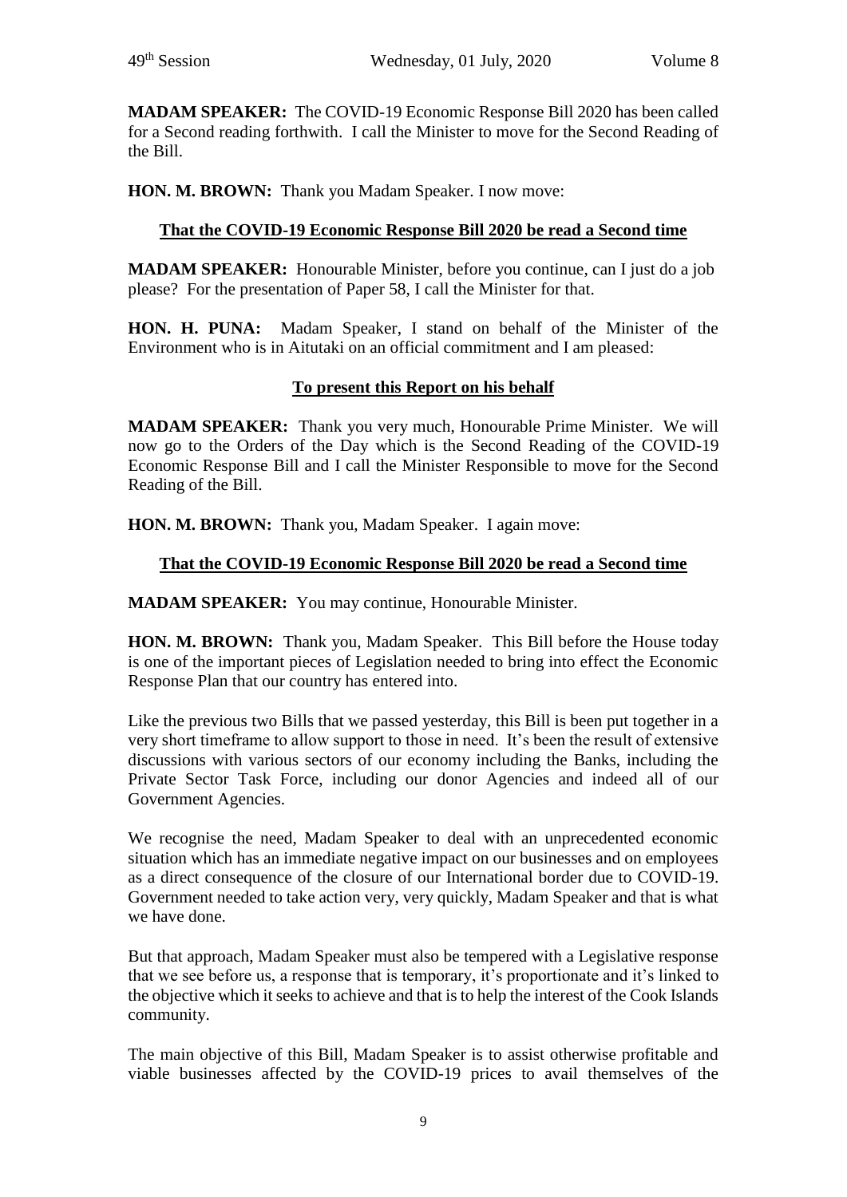**MADAM SPEAKER:** The COVID-19 Economic Response Bill 2020 has been called for a Second reading forthwith. I call the Minister to move for the Second Reading of the Bill.

**HON. M. BROWN:** Thank you Madam Speaker. I now move:

**That the COVID-19 Economic Response Bill 2020 be read a Second time**

**MADAM SPEAKER:** Honourable Minister, before you continue, can I just do a job please? For the presentation of Paper 58, I call the Minister for that.

**HON. H. PUNA:** Madam Speaker, I stand on behalf of the Minister of the Environment who is in Aitutaki on an official commitment and I am pleased:

**To present this Report on his behalf**

**MADAM SPEAKER:** Thank you very much, Honourable Prime Minister. We will now go to the Orders of the Day which is the Second Reading of the COVID-19 Economic Response Bill and I call the Minister Responsible to move for the Second Reading of the Bill.

**HON. M. BROWN:** Thank you, Madam Speaker. I again move:

**That the COVID-19 Economic Response Bill 2020 be read a Second time**

**MADAM SPEAKER:** You may continue, Honourable Minister.

**HON. M. BROWN:** Thank you, Madam Speaker. This Bill before the House today is one of the important pieces of Legislation needed to bring into effect the Economic Response Plan that our country has entered into.

Like the previous two Bills that we passed yesterday, this Bill is been put together in a very short timeframe to allow support to those in need. It's been the result of extensive discussions with various sectors of our economy including the Banks, including the Private Sector Task Force, including our donor Agencies and indeed all of our Government Agencies.

We recognise the need, Madam Speaker to deal with an unprecedented economic situation which has an immediate negative impact on our businesses and on employees as a direct consequence of the closure of our International border due to COVID-19. Government needed to take action very, very quickly, Madam Speaker and that is what we have done.

But that approach, Madam Speaker must also be tempered with a Legislative response that we see before us, a response that is temporary, it's proportionate and it's linked to the objective which it seeks to achieve and that is to help the interest of the Cook Islands community.

The main objective of this Bill, Madam Speaker is to assist otherwise profitable and viable businesses affected by the COVID-19 prices to avail themselves of the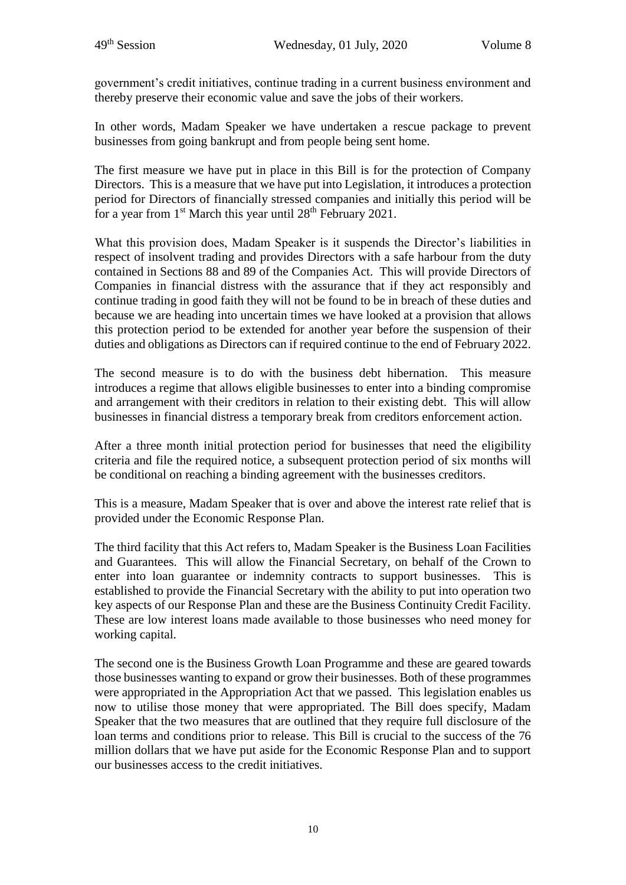government's credit initiatives, continue trading in a current business environment and thereby preserve their economic value and save the jobs of their workers.

In other words, Madam Speaker we have undertaken a rescue package to prevent businesses from going bankrupt and from people being sent home.

The first measure we have put in place in this Bill is for the protection of Company Directors. This is a measure that we have put into Legislation, it introduces a protection period for Directors of financially stressed companies and initially this period will be for a year from 1st March this year until 28th February 2021.

What this provision does, Madam Speaker is it suspends the Director's liabilities in respect of insolvent trading and provides Directors with a safe harbour from the duty contained in Sections 88 and 89 of the Companies Act. This will provide Directors of Companies in financial distress with the assurance that if they act responsibly and continue trading in good faith they will not be found to be in breach of these duties and because we are heading into uncertain times we have looked at a provision that allows this protection period to be extended for another year before the suspension of their duties and obligations as Directors can if required continue to the end of February 2022.

The second measure is to do with the business debt hibernation. This measure introduces a regime that allows eligible businesses to enter into a binding compromise and arrangement with their creditors in relation to their existing debt. This will allow businesses in financial distress a temporary break from creditors enforcement action.

After a three month initial protection period for businesses that need the eligibility criteria and file the required notice, a subsequent protection period of six months will be conditional on reaching a binding agreement with the businesses creditors.

This is a measure, Madam Speaker that is over and above the interest rate relief that is provided under the Economic Response Plan.

The third facility that this Act refers to, Madam Speaker is the Business Loan Facilities and Guarantees. This will allow the Financial Secretary, on behalf of the Crown to enter into loan guarantee or indemnity contracts to support businesses. This is established to provide the Financial Secretary with the ability to put into operation two key aspects of our Response Plan and these are the Business Continuity Credit Facility. These are low interest loans made available to those businesses who need money for working capital.

The second one is the Business Growth Loan Programme and these are geared towards those businesses wanting to expand or grow their businesses. Both of these programmes were appropriated in the Appropriation Act that we passed. This legislation enables us now to utilise those money that were appropriated. The Bill does specify, Madam Speaker that the two measures that are outlined that they require full disclosure of the loan terms and conditions prior to release. This Bill is crucial to the success of the 76 million dollars that we have put aside for the Economic Response Plan and to support our businesses access to the credit initiatives.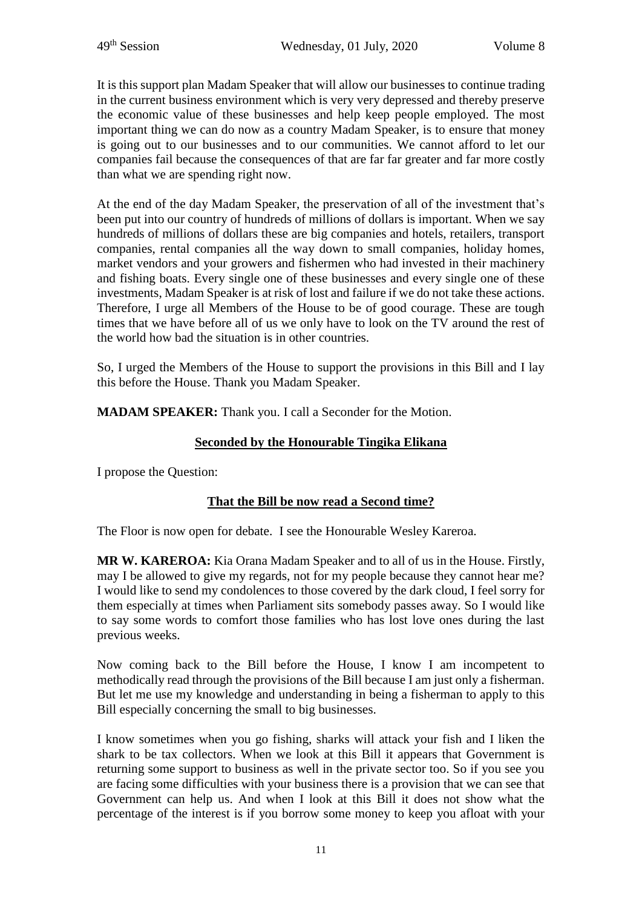It is this support plan Madam Speaker that will allow our businesses to continue trading in the current business environment which is very very depressed and thereby preserve the economic value of these businesses and help keep people employed. The most important thing we can do now as a country Madam Speaker, is to ensure that money is going out to our businesses and to our communities. We cannot afford to let our companies fail because the consequences of that are far far greater and far more costly than what we are spending right now.

At the end of the day Madam Speaker, the preservation of all of the investment that's been put into our country of hundreds of millions of dollars is important. When we say hundreds of millions of dollars these are big companies and hotels, retailers, transport companies, rental companies all the way down to small companies, holiday homes, market vendors and your growers and fishermen who had invested in their machinery and fishing boats. Every single one of these businesses and every single one of these investments, Madam Speaker is at risk of lost and failure if we do not take these actions. Therefore, I urge all Members of the House to be of good courage. These are tough times that we have before all of us we only have to look on the TV around the rest of the world how bad the situation is in other countries.

So, I urged the Members of the House to support the provisions in this Bill and I lay this before the House. Thank you Madam Speaker.

**MADAM SPEAKER:** Thank you. I call a Seconder for the Motion.

**Seconded by the Honourable Tingika Elikana**

I propose the Question:

**That the Bill be now read a Second time?**

The Floor is now open for debate. I see the Honourable Wesley Kareroa.

**MR W. KAREROA:** Kia Orana Madam Speaker and to all of us in the House. Firstly, may I be allowed to give my regards, not for my people because they cannot hear me? I would like to send my condolences to those covered by the dark cloud, I feel sorry for them especially at times when Parliament sits somebody passes away. So I would like to say some words to comfort those families who has lost love ones during the last previous weeks.

Now coming back to the Bill before the House, I know I am incompetent to methodically read through the provisions of the Bill because I am just only a fisherman. But let me use my knowledge and understanding in being a fisherman to apply to this Bill especially concerning the small to big businesses.

I know sometimes when you go fishing, sharks will attack your fish and I liken the shark to be tax collectors. When we look at this Bill it appears that Government is returning some support to business as well in the private sector too. So if you see you are facing some difficulties with your business there is a provision that we can see that Government can help us. And when I look at this Bill it does not show what the percentage of the interest is if you borrow some money to keep you afloat with your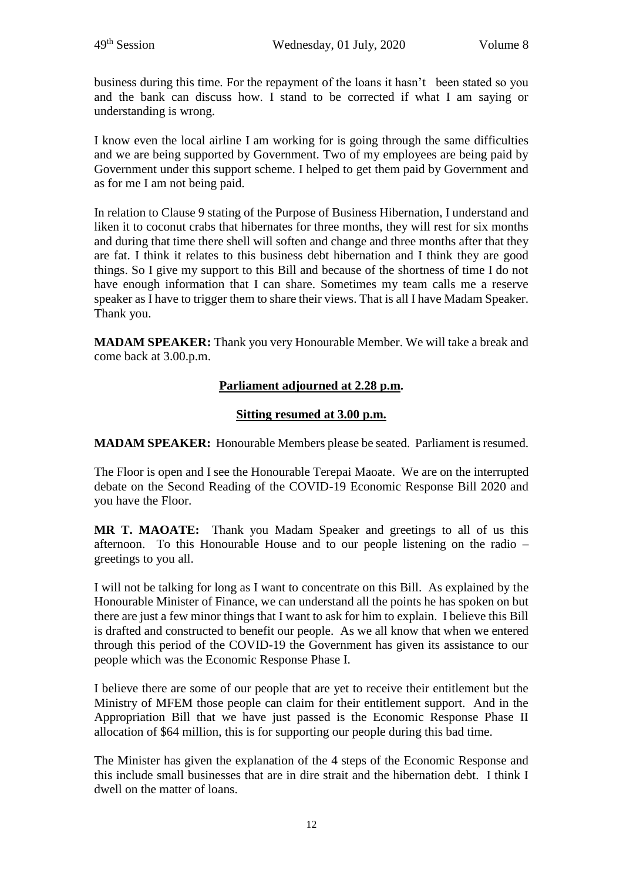business during this time. For the repayment of the loans it hasn't been stated so you and the bank can discuss how. I stand to be corrected if what I am saying or understanding is wrong.

I know even the local airline I am working for is going through the same difficulties and we are being supported by Government. Two of my employees are being paid by Government under this support scheme. I helped to get them paid by Government and as for me I am not being paid.

In relation to Clause 9 stating of the Purpose of Business Hibernation, I understand and liken it to coconut crabs that hibernates for three months, they will rest for six months and during that time there shell will soften and change and three months after that they are fat. I think it relates to this business debt hibernation and I think they are good things. So I give my support to this Bill and because of the shortness of time I do not have enough information that I can share. Sometimes my team calls me a reserve speaker as I have to trigger them to share their views. That is all I have Madam Speaker. Thank you.

**MADAM SPEAKER:** Thank you very Honourable Member. We will take a break and come back at 3.00.p.m.

**Parliament adjourned at 2.28 p.m.**

**Sitting resumed at 3.00 p.m.**

**MADAM SPEAKER:** Honourable Members please be seated. Parliament is resumed.

The Floor is open and I see the Honourable Terepai Maoate. We are on the interrupted debate on the Second Reading of the COVID-19 Economic Response Bill 2020 and you have the Floor.

**MR T. MAOATE:** Thank you Madam Speaker and greetings to all of us this afternoon. To this Honourable House and to our people listening on the radio – greetings to you all.

I will not be talking for long as I want to concentrate on this Bill. As explained by the Honourable Minister of Finance, we can understand all the points he has spoken on but there are just a few minor things that I want to ask for him to explain. I believe this Bill is drafted and constructed to benefit our people. As we all know that when we entered through this period of the COVID-19 the Government has given its assistance to our people which was the Economic Response Phase I.

I believe there are some of our people that are yet to receive their entitlement but the Ministry of MFEM those people can claim for their entitlement support. And in the Appropriation Bill that we have just passed is the Economic Response Phase II allocation of $64 million, this is for supporting our people during this bad time.

The Minister has given the explanation of the 4 steps of the Economic Response and this include small businesses that are in dire strait and the hibernation debt. I think I dwell on the matter of loans.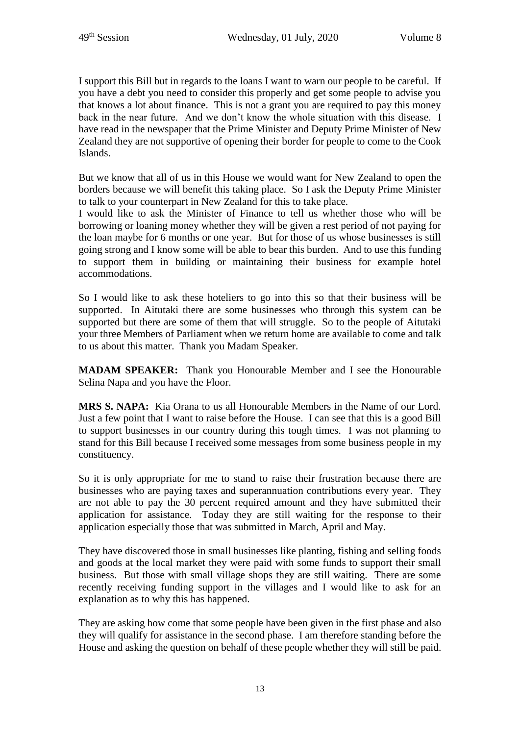I support this Bill but in regards to the loans I want to warn our people to be careful. If you have a debt you need to consider this properly and get some people to advise you that knows a lot about finance. This is not a grant you are required to pay this money back in the near future. And we don't know the whole situation with this disease. I have read in the newspaper that the Prime Minister and Deputy Prime Minister of New Zealand they are not supportive of opening their border for people to come to the Cook Islands.

But we know that all of us in this House we would want for New Zealand to open the borders because we will benefit this taking place. So I ask the Deputy Prime Minister to talk to your counterpart in New Zealand for this to take place.
I would like to ask the Minister of Finance to tell us whether those who will be borrowing or loaning money whether they will be given a rest period of not paying for the loan maybe for 6 months or one year. But for those of us whose businesses is still going strong and I know some will be able to bear this burden. And to use this funding to support them in building or maintaining their business for example hotel accommodations.

So I would like to ask these hoteliers to go into this so that their business will be supported. In Aitutaki there are some businesses who through this system can be supported but there are some of them that will struggle. So to the people of Aitutaki your three Members of Parliament when we return home are available to come and talk to us about this matter. Thank you Madam Speaker.

**MADAM SPEAKER:** Thank you Honourable Member and I see the Honourable Selina Napa and you have the Floor.

**MRS S. NAPA:** Kia Orana to us all Honourable Members in the Name of our Lord. Just a few point that I want to raise before the House. I can see that this is a good Bill to support businesses in our country during this tough times. I was not planning to stand for this Bill because I received some messages from some business people in my constituency.

So it is only appropriate for me to stand to raise their frustration because there are businesses who are paying taxes and superannuation contributions every year. They are not able to pay the 30 percent required amount and they have submitted their application for assistance. Today they are still waiting for the response to their application especially those that was submitted in March, April and May.

They have discovered those in small businesses like planting, fishing and selling foods and goods at the local market they were paid with some funds to support their small business. But those with small village shops they are still waiting. There are some recently receiving funding support in the villages and I would like to ask for an explanation as to why this has happened.

They are asking how come that some people have been given in the first phase and also they will qualify for assistance in the second phase. I am therefore standing before the House and asking the question on behalf of these people whether they will still be paid.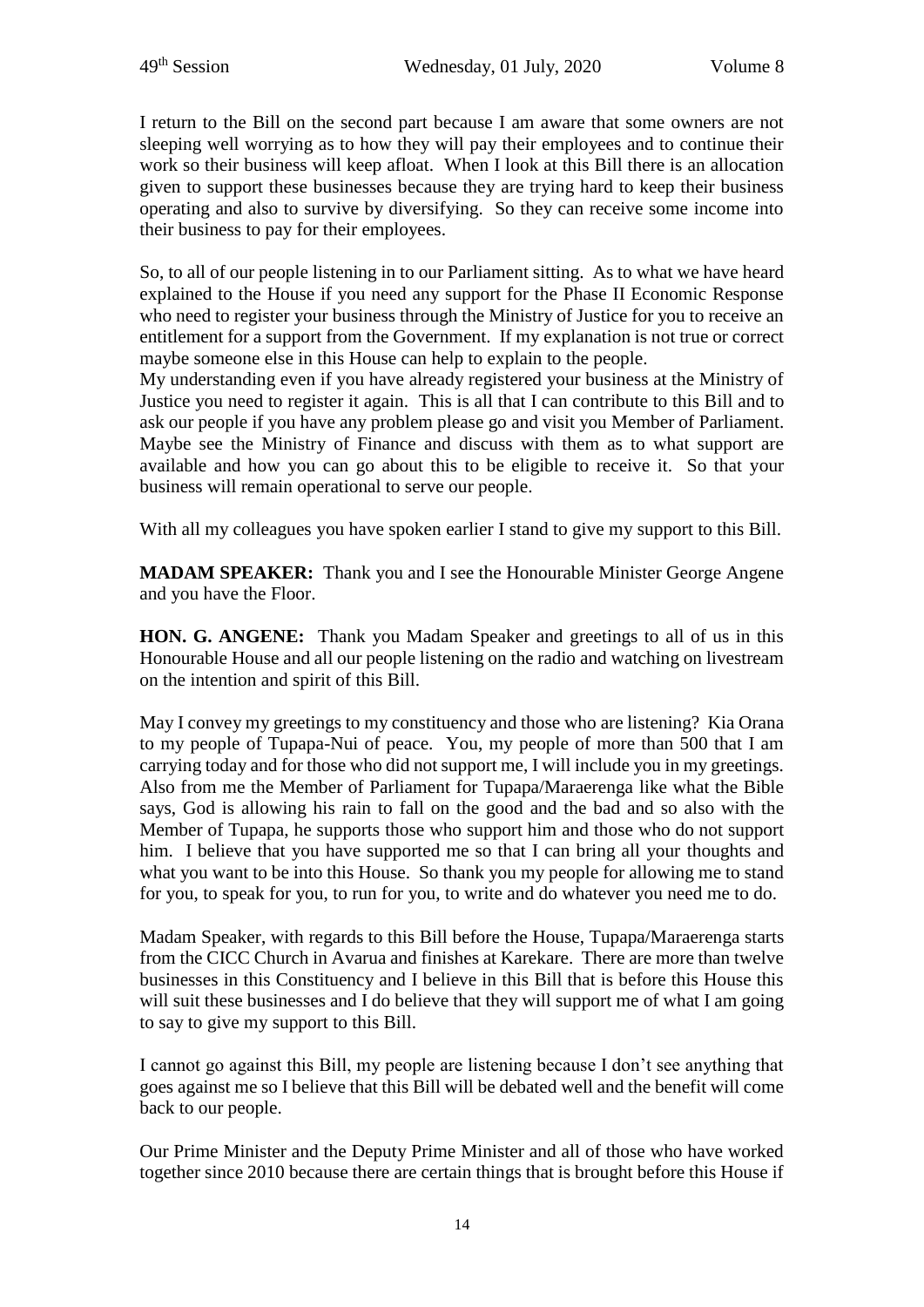I return to the Bill on the second part because I am aware that some owners are not sleeping well worrying as to how they will pay their employees and to continue their work so their business will keep afloat. When I look at this Bill there is an allocation given to support these businesses because they are trying hard to keep their business operating and also to survive by diversifying. So they can receive some income into their business to pay for their employees.

So, to all of our people listening in to our Parliament sitting. As to what we have heard explained to the House if you need any support for the Phase II Economic Response who need to register your business through the Ministry of Justice for you to receive an entitlement for a support from the Government. If my explanation is not true or correct maybe someone else in this House can help to explain to the people.
My understanding even if you have already registered your business at the Ministry of Justice you need to register it again. This is all that I can contribute to this Bill and to ask our people if you have any problem please go and visit you Member of Parliament. Maybe see the Ministry of Finance and discuss with them as to what support are available and how you can go about this to be eligible to receive it. So that your business will remain operational to serve our people.

With all my colleagues you have spoken earlier I stand to give my support to this Bill.

**MADAM SPEAKER:** Thank you and I see the Honourable Minister George Angene and you have the Floor.

**HON. G. ANGENE:** Thank you Madam Speaker and greetings to all of us in this Honourable House and all our people listening on the radio and watching on livestream on the intention and spirit of this Bill.

May I convey my greetings to my constituency and those who are listening? Kia Orana to my people of Tupapa-Nui of peace. You, my people of more than 500 that I am carrying today and for those who did not support me, I will include you in my greetings. Also from me the Member of Parliament for Tupapa/Maraerenga like what the Bible says, God is allowing his rain to fall on the good and the bad and so also with the Member of Tupapa, he supports those who support him and those who do not support him. I believe that you have supported me so that I can bring all your thoughts and what you want to be into this House. So thank you my people for allowing me to stand for you, to speak for you, to run for you, to write and do whatever you need me to do.

Madam Speaker, with regards to this Bill before the House, Tupapa/Maraerenga starts from the CICC Church in Avarua and finishes at Karekare. There are more than twelve businesses in this Constituency and I believe in this Bill that is before this House this will suit these businesses and I do believe that they will support me of what I am going to say to give my support to this Bill.

I cannot go against this Bill, my people are listening because I don't see anything that goes against me so I believe that this Bill will be debated well and the benefit will come back to our people.

Our Prime Minister and the Deputy Prime Minister and all of those who have worked together since 2010 because there are certain things that is brought before this House if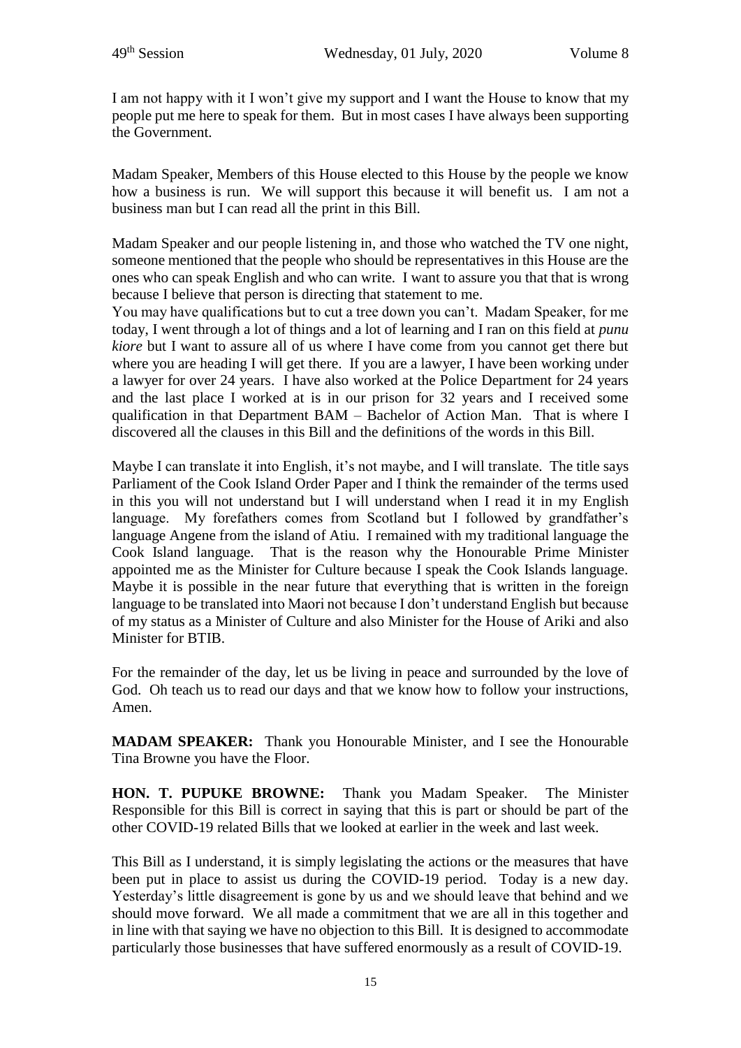I am not happy with it I won't give my support and I want the House to know that my people put me here to speak for them. But in most cases I have always been supporting the Government.

Madam Speaker, Members of this House elected to this House by the people we know how a business is run. We will support this because it will benefit us. I am not a business man but I can read all the print in this Bill.

Madam Speaker and our people listening in, and those who watched the TV one night, someone mentioned that the people who should be representatives in this House are the ones who can speak English and who can write. I want to assure you that that is wrong because I believe that person is directing that statement to me.
You may have qualifications but to cut a tree down you can't. Madam Speaker, for me today, I went through a lot of things and a lot of learning and I ran on this field at *punu kiore* but I want to assure all of us where I have come from you cannot get there but where you are heading I will get there. If you are a lawyer, I have been working under a lawyer for over 24 years. I have also worked at the Police Department for 24 years and the last place I worked at is in our prison for 32 years and I received some qualification in that Department BAM – Bachelor of Action Man. That is where I discovered all the clauses in this Bill and the definitions of the words in this Bill.

Maybe I can translate it into English, it's not maybe, and I will translate. The title says Parliament of the Cook Island Order Paper and I think the remainder of the terms used in this you will not understand but I will understand when I read it in my English language. My forefathers comes from Scotland but I followed by grandfather's language Angene from the island of Atiu. I remained with my traditional language the Cook Island language. That is the reason why the Honourable Prime Minister appointed me as the Minister for Culture because I speak the Cook Islands language. Maybe it is possible in the near future that everything that is written in the foreign language to be translated into Maori not because I don't understand English but because of my status as a Minister of Culture and also Minister for the House of Ariki and also Minister for BTIB.

For the remainder of the day, let us be living in peace and surrounded by the love of God. Oh teach us to read our days and that we know how to follow your instructions, Amen.

**MADAM SPEAKER:** Thank you Honourable Minister, and I see the Honourable Tina Browne you have the Floor.

**HON. T. PUPUKE BROWNE:** Thank you Madam Speaker. The Minister Responsible for this Bill is correct in saying that this is part or should be part of the other COVID-19 related Bills that we looked at earlier in the week and last week.

This Bill as I understand, it is simply legislating the actions or the measures that have been put in place to assist us during the COVID-19 period. Today is a new day. Yesterday's little disagreement is gone by us and we should leave that behind and we should move forward. We all made a commitment that we are all in this together and in line with that saying we have no objection to this Bill. It is designed to accommodate particularly those businesses that have suffered enormously as a result of COVID-19.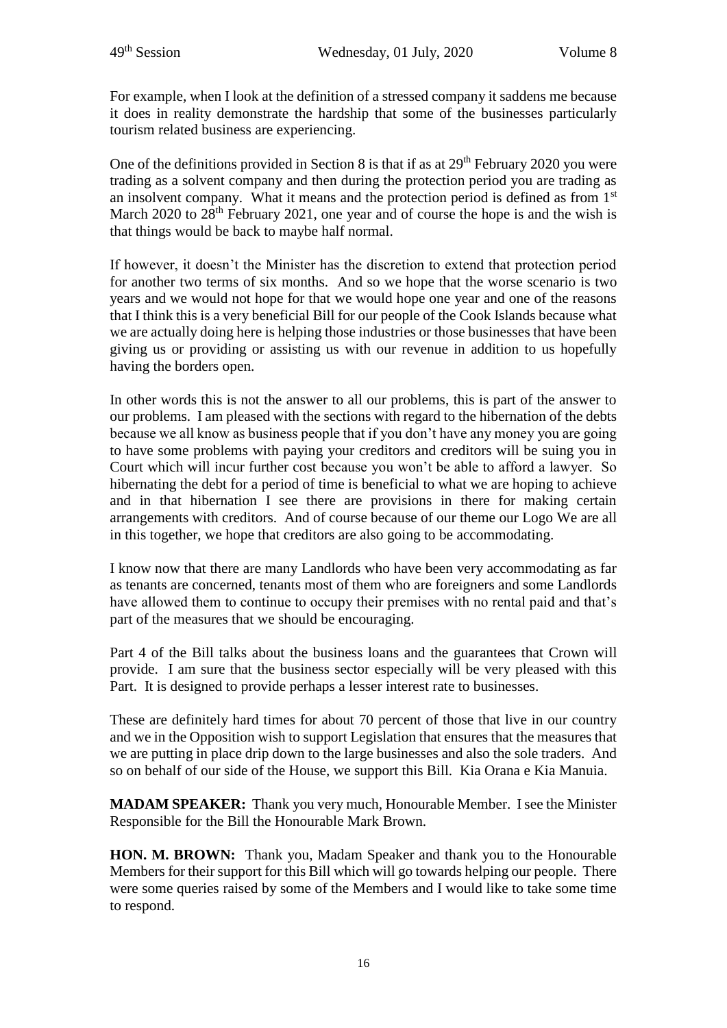For example, when I look at the definition of a stressed company it saddens me because it does in reality demonstrate the hardship that some of the businesses particularly tourism related business are experiencing.

One of the definitions provided in Section 8 is that if as at 29th February 2020 you were trading as a solvent company and then during the protection period you are trading as an insolvent company. What it means and the protection period is defined as from 1st March 2020 to 28th February 2021, one year and of course the hope is and the wish is that things would be back to maybe half normal.

If however, it doesn't the Minister has the discretion to extend that protection period for another two terms of six months. And so we hope that the worse scenario is two years and we would not hope for that we would hope one year and one of the reasons that I think this is a very beneficial Bill for our people of the Cook Islands because what we are actually doing here is helping those industries or those businesses that have been giving us or providing or assisting us with our revenue in addition to us hopefully having the borders open.

In other words this is not the answer to all our problems, this is part of the answer to our problems. I am pleased with the sections with regard to the hibernation of the debts because we all know as business people that if you don't have any money you are going to have some problems with paying your creditors and creditors will be suing you in Court which will incur further cost because you won't be able to afford a lawyer. So hibernating the debt for a period of time is beneficial to what we are hoping to achieve and in that hibernation I see there are provisions in there for making certain arrangements with creditors. And of course because of our theme our Logo We are all in this together, we hope that creditors are also going to be accommodating.

I know now that there are many Landlords who have been very accommodating as far as tenants are concerned, tenants most of them who are foreigners and some Landlords have allowed them to continue to occupy their premises with no rental paid and that's part of the measures that we should be encouraging.

Part 4 of the Bill talks about the business loans and the guarantees that Crown will provide. I am sure that the business sector especially will be very pleased with this Part. It is designed to provide perhaps a lesser interest rate to businesses.

These are definitely hard times for about 70 percent of those that live in our country and we in the Opposition wish to support Legislation that ensures that the measures that we are putting in place drip down to the large businesses and also the sole traders. And so on behalf of our side of the House, we support this Bill. Kia Orana e Kia Manuia.

**MADAM SPEAKER:** Thank you very much, Honourable Member. I see the Minister Responsible for the Bill the Honourable Mark Brown.

**HON. M. BROWN:** Thank you, Madam Speaker and thank you to the Honourable Members for their support for this Bill which will go towards helping our people. There were some queries raised by some of the Members and I would like to take some time to respond.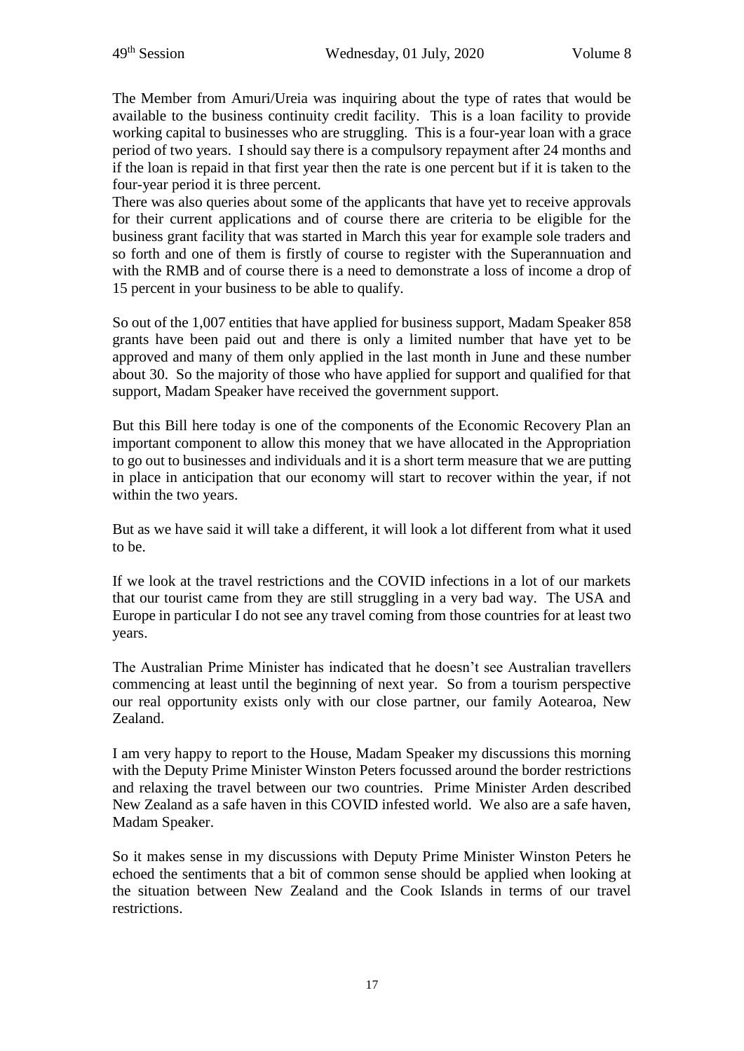The Member from Amuri/Ureia was inquiring about the type of rates that would be available to the business continuity credit facility. This is a loan facility to provide working capital to businesses who are struggling. This is a four-year loan with a grace period of two years. I should say there is a compulsory repayment after 24 months and if the loan is repaid in that first year then the rate is one percent but if it is taken to the four-year period it is three percent.

There was also queries about some of the applicants that have yet to receive approvals for their current applications and of course there are criteria to be eligible for the business grant facility that was started in March this year for example sole traders and so forth and one of them is firstly of course to register with the Superannuation and with the RMB and of course there is a need to demonstrate a loss of income a drop of 15 percent in your business to be able to qualify.

So out of the 1,007 entities that have applied for business support, Madam Speaker 858 grants have been paid out and there is only a limited number that have yet to be approved and many of them only applied in the last month in June and these number about 30. So the majority of those who have applied for support and qualified for that support, Madam Speaker have received the government support.

But this Bill here today is one of the components of the Economic Recovery Plan an important component to allow this money that we have allocated in the Appropriation to go out to businesses and individuals and it is a short term measure that we are putting in place in anticipation that our economy will start to recover within the year, if not within the two years.

But as we have said it will take a different, it will look a lot different from what it used to be.

If we look at the travel restrictions and the COVID infections in a lot of our markets that our tourist came from they are still struggling in a very bad way. The USA and Europe in particular I do not see any travel coming from those countries for at least two years.

The Australian Prime Minister has indicated that he doesn't see Australian travellers commencing at least until the beginning of next year. So from a tourism perspective our real opportunity exists only with our close partner, our family Aotearoa, New Zealand.

I am very happy to report to the House, Madam Speaker my discussions this morning with the Deputy Prime Minister Winston Peters focussed around the border restrictions and relaxing the travel between our two countries. Prime Minister Arden described New Zealand as a safe haven in this COVID infested world. We also are a safe haven, Madam Speaker.

So it makes sense in my discussions with Deputy Prime Minister Winston Peters he echoed the sentiments that a bit of common sense should be applied when looking at the situation between New Zealand and the Cook Islands in terms of our travel restrictions.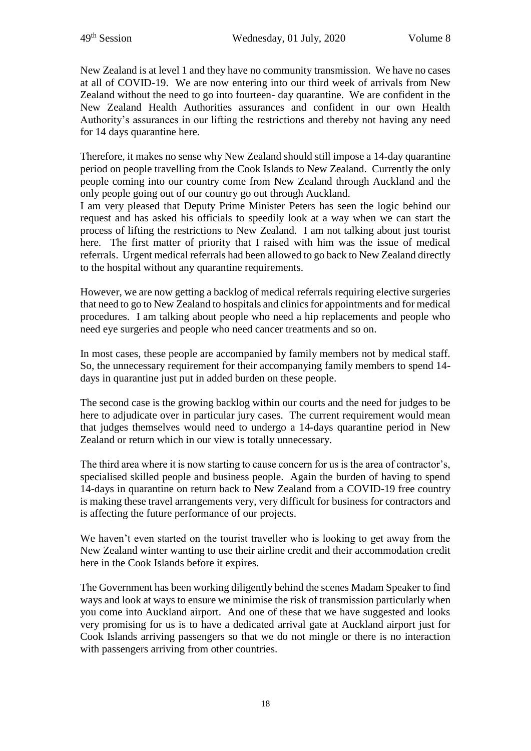New Zealand is at level 1 and they have no community transmission. We have no cases at all of COVID-19. We are now entering into our third week of arrivals from New Zealand without the need to go into fourteen- day quarantine. We are confident in the New Zealand Health Authorities assurances and confident in our own Health Authority's assurances in our lifting the restrictions and thereby not having any need for 14 days quarantine here.

Therefore, it makes no sense why New Zealand should still impose a 14-day quarantine period on people travelling from the Cook Islands to New Zealand. Currently the only people coming into our country come from New Zealand through Auckland and the only people going out of our country go out through Auckland.
I am very pleased that Deputy Prime Minister Peters has seen the logic behind our request and has asked his officials to speedily look at a way when we can start the process of lifting the restrictions to New Zealand. I am not talking about just tourist here. The first matter of priority that I raised with him was the issue of medical referrals. Urgent medical referrals had been allowed to go back to New Zealand directly to the hospital without any quarantine requirements.

However, we are now getting a backlog of medical referrals requiring elective surgeries that need to go to New Zealand to hospitals and clinics for appointments and for medical procedures. I am talking about people who need a hip replacements and people who need eye surgeries and people who need cancer treatments and so on.

In most cases, these people are accompanied by family members not by medical staff. So, the unnecessary requirement for their accompanying family members to spend 14-days in quarantine just put in added burden on these people.

The second case is the growing backlog within our courts and the need for judges to be here to adjudicate over in particular jury cases. The current requirement would mean that judges themselves would need to undergo a 14-days quarantine period in New Zealand or return which in our view is totally unnecessary.

The third area where it is now starting to cause concern for us is the area of contractor's, specialised skilled people and business people. Again the burden of having to spend 14-days in quarantine on return back to New Zealand from a COVID-19 free country is making these travel arrangements very, very difficult for business for contractors and is affecting the future performance of our projects.

We haven't even started on the tourist traveller who is looking to get away from the New Zealand winter wanting to use their airline credit and their accommodation credit here in the Cook Islands before it expires.

The Government has been working diligently behind the scenes Madam Speaker to find ways and look at ways to ensure we minimise the risk of transmission particularly when you come into Auckland airport. And one of these that we have suggested and looks very promising for us is to have a dedicated arrival gate at Auckland airport just for Cook Islands arriving passengers so that we do not mingle or there is no interaction with passengers arriving from other countries.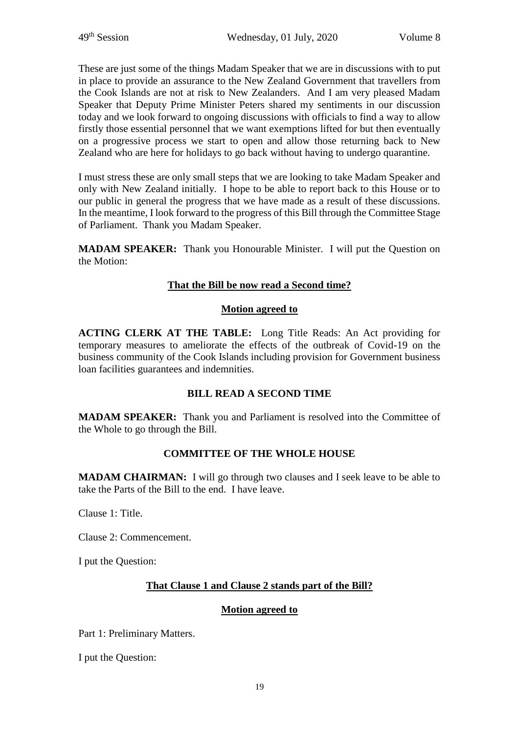These are just some of the things Madam Speaker that we are in discussions with to put in place to provide an assurance to the New Zealand Government that travellers from the Cook Islands are not at risk to New Zealanders. And I am very pleased Madam Speaker that Deputy Prime Minister Peters shared my sentiments in our discussion today and we look forward to ongoing discussions with officials to find a way to allow firstly those essential personnel that we want exemptions lifted for but then eventually on a progressive process we start to open and allow those returning back to New Zealand who are here for holidays to go back without having to undergo quarantine.

I must stress these are only small steps that we are looking to take Madam Speaker and only with New Zealand initially. I hope to be able to report back to this House or to our public in general the progress that we have made as a result of these discussions. In the meantime, I look forward to the progress of this Bill through the Committee Stage of Parliament. Thank you Madam Speaker.

**MADAM SPEAKER:** Thank you Honourable Minister. I will put the Question on the Motion:

**That the Bill be now read a Second time?**

**Motion agreed to**

**ACTING CLERK AT THE TABLE:** Long Title Reads: An Act providing for temporary measures to ameliorate the effects of the outbreak of Covid-19 on the business community of the Cook Islands including provision for Government business loan facilities guarantees and indemnities.

**BILL READ A SECOND TIME**

**MADAM SPEAKER:** Thank you and Parliament is resolved into the Committee of the Whole to go through the Bill.

**COMMITTEE OF THE WHOLE HOUSE**

**MADAM CHAIRMAN:** I will go through two clauses and I seek leave to be able to take the Parts of the Bill to the end. I have leave.

Clause 1: Title.

Clause 2: Commencement.

I put the Question:

**That Clause 1 and Clause 2 stands part of the Bill?**

**Motion agreed to**

Part 1: Preliminary Matters.

I put the Question: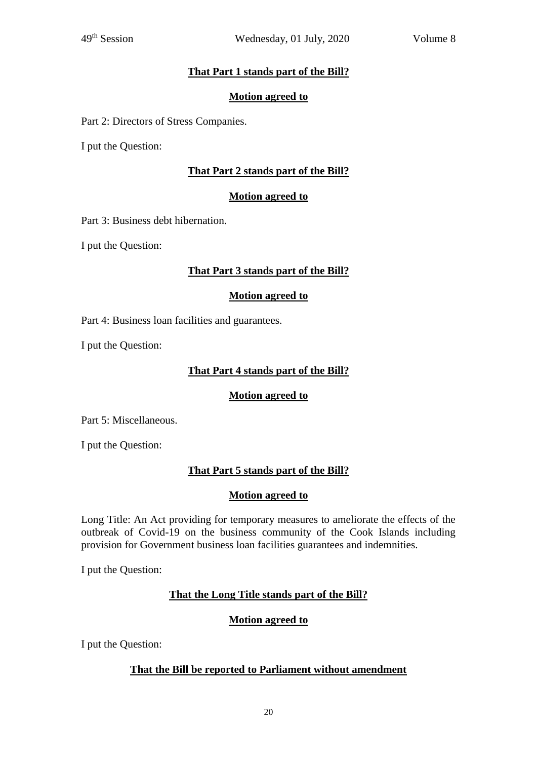**That Part 1 stands part of the Bill?**

**Motion agreed to**

Part 2: Directors of Stress Companies.

I put the Question:

**That Part 2 stands part of the Bill?**

**Motion agreed to**

Part 3: Business debt hibernation.

I put the Question:

**That Part 3 stands part of the Bill?**

**Motion agreed to**

Part 4: Business loan facilities and guarantees.

I put the Question:

**That Part 4 stands part of the Bill?**

**Motion agreed to**

Part 5: Miscellaneous.

I put the Question:

**That Part 5 stands part of the Bill?**

**Motion agreed to**

Long Title: An Act providing for temporary measures to ameliorate the effects of the outbreak of Covid-19 on the business community of the Cook Islands including provision for Government business loan facilities guarantees and indemnities.

I put the Question:

**That the Long Title stands part of the Bill?**

**Motion agreed to**

I put the Question:

**That the Bill be reported to Parliament without amendment**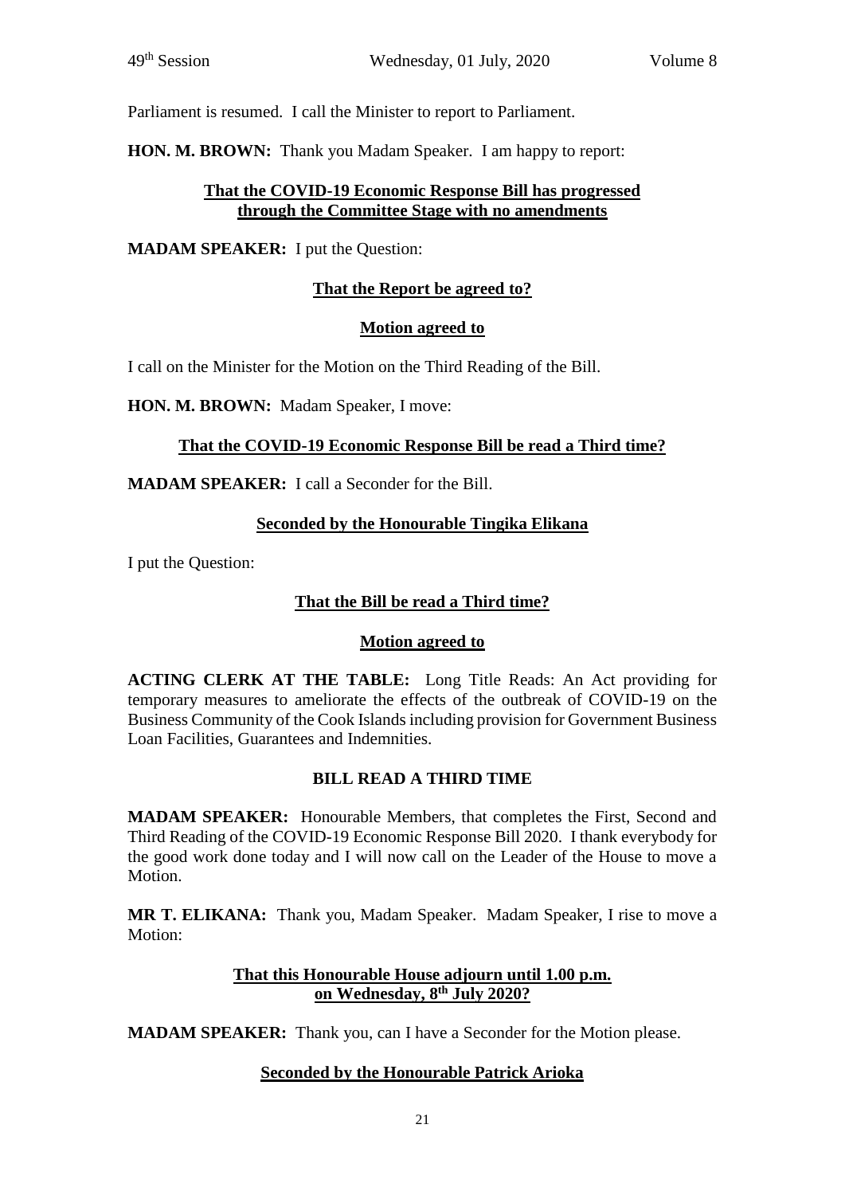Parliament is resumed. I call the Minister to report to Parliament.

**HON. M. BROWN:** Thank you Madam Speaker. I am happy to report:

**<u>That the COVID-19 Economic Response Bill has progressed through the Committee Stage with no amendments</u>**

**MADAM SPEAKER:** I put the Question:

**<u>That the Report be agreed to?</u>**

**<u>Motion agreed to</u>**

I call on the Minister for the Motion on the Third Reading of the Bill.

**HON. M. BROWN:** Madam Speaker, I move:

**<u>That the COVID-19 Economic Response Bill be read a Third time?</u>**

**MADAM SPEAKER:** I call a Seconder for the Bill.

**<u>Seconded by the Honourable Tingika Elikana</u>**

I put the Question:

**<u>That the Bill be read a Third time?</u>**

**<u>Motion agreed to</u>**

**ACTING CLERK AT THE TABLE:** Long Title Reads: An Act providing for temporary measures to ameliorate the effects of the outbreak of COVID-19 on the Business Community of the Cook Islands including provision for Government Business Loan Facilities, Guarantees and Indemnities.

**BILL READ A THIRD TIME**

**MADAM SPEAKER:** Honourable Members, that completes the First, Second and Third Reading of the COVID-19 Economic Response Bill 2020. I thank everybody for the good work done today and I will now call on the Leader of the House to move a Motion.

**MR T. ELIKANA:** Thank you, Madam Speaker. Madam Speaker, I rise to move a Motion:

**<u>That this Honourable House adjourn until 1.00 p.m. on Wednesday, 8th July 2020?</u>**

**MADAM SPEAKER:** Thank you, can I have a Seconder for the Motion please.

**<u>Seconded by the Honourable Patrick Arioka</u>**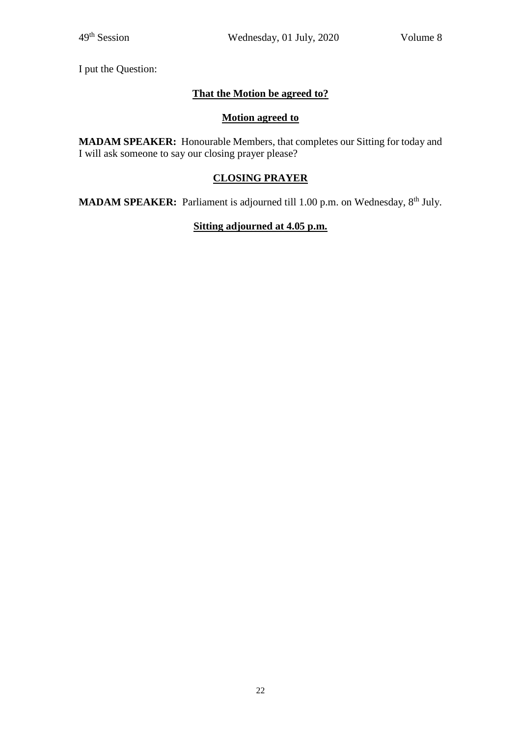I put the Question:

**That the Motion be agreed to?**

**Motion agreed to**

**MADAM SPEAKER:** Honourable Members, that completes our Sitting for today and I will ask someone to say our closing prayer please?

**CLOSING PRAYER**

**MADAM SPEAKER:** Parliament is adjourned till 1.00 p.m. on Wednesday, 8th July.

**Sitting adjourned at 4.05 p.m.**